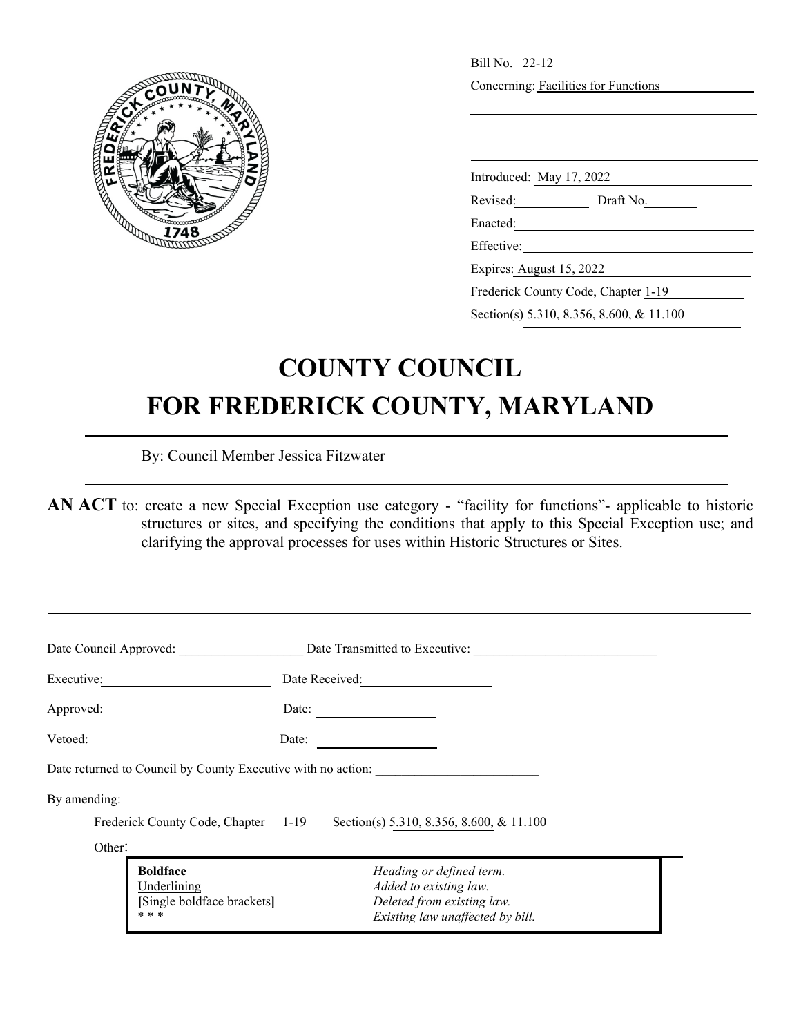Bill No. 22-12

Concerning: Facilities for Functions

Introduced: May 17, 2022

Revised: Draft No.

Enacted:

Effective:

Expires: August 15, 2022

Frederick County Code, Chapter 1-19

Section(s) 5.310, 8.356, 8.600, & 11.100

# COUNTY COUNCIL
# FOR FREDERICK COUNTY, MARYLAND

By: Council Member Jessica Fitzwater

**AN ACT** to: create a new Special Exception use category - "facility for functions"- applicable to historic structures or sites, and specifying the conditions that apply to this Special Exception use; and clarifying the approval processes for uses within Historic Structures or Sites.

Date Council Approved: ___________ Date Transmitted to Executive: ___________

Executive: ___________ Date Received: ___________

Approved: ___________ Date: ___________

Vetoed: ___________ Date: ___________

Date returned to Council by County Executive with no action: ___________

By amending:

Frederick County Code, Chapter 1-19 Section(s) 5.310, 8.356, 8.600, & 11.100

Other:

| | |
|---|---|
| **Boldface** | *Heading or defined term.* |
| <u>Underlining</u> | *Added to existing law.* |
| **[**Single boldface brackets**]** | *Deleted from existing law.* |
| * * * | *Existing law unaffected by bill.* |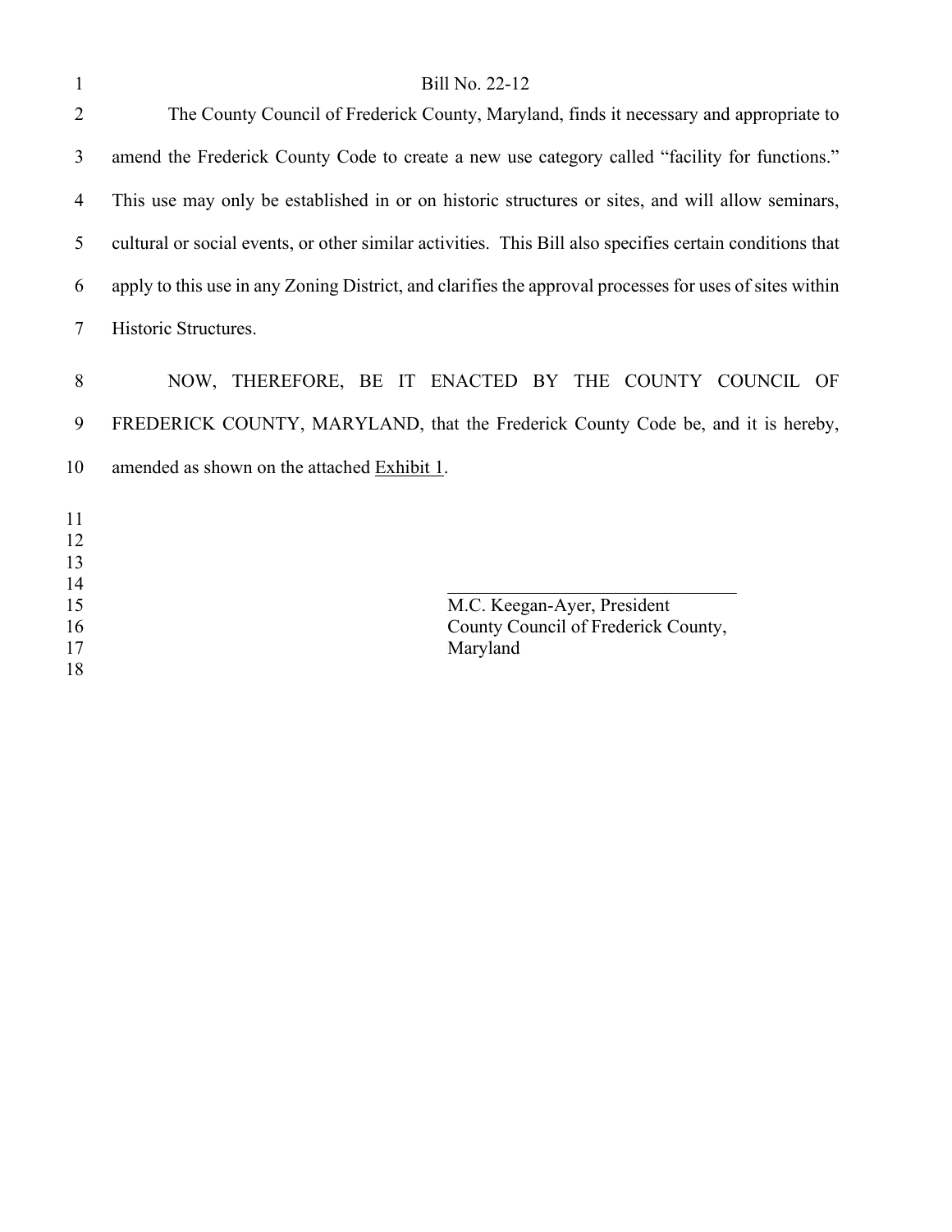Bill No. 22-12

The County Council of Frederick County, Maryland, finds it necessary and appropriate to amend the Frederick County Code to create a new use category called "facility for functions." This use may only be established in or on historic structures or sites, and will allow seminars, cultural or social events, or other similar activities. This Bill also specifies certain conditions that apply to this use in any Zoning District, and clarifies the approval processes for uses of sites within Historic Structures.

NOW, THEREFORE, BE IT ENACTED BY THE COUNTY COUNCIL OF FREDERICK COUNTY, MARYLAND, that the Frederick County Code be, and it is hereby, amended as shown on the attached Exhibit 1.

\_\_\_\_\_\_\_\_\_\_\_\_\_\_\_\_\_\_\_\_\_\_\_\_\_\_\_\_\_\_\_\_

M.C. Keegan-Ayer, President
County Council of Frederick County, Maryland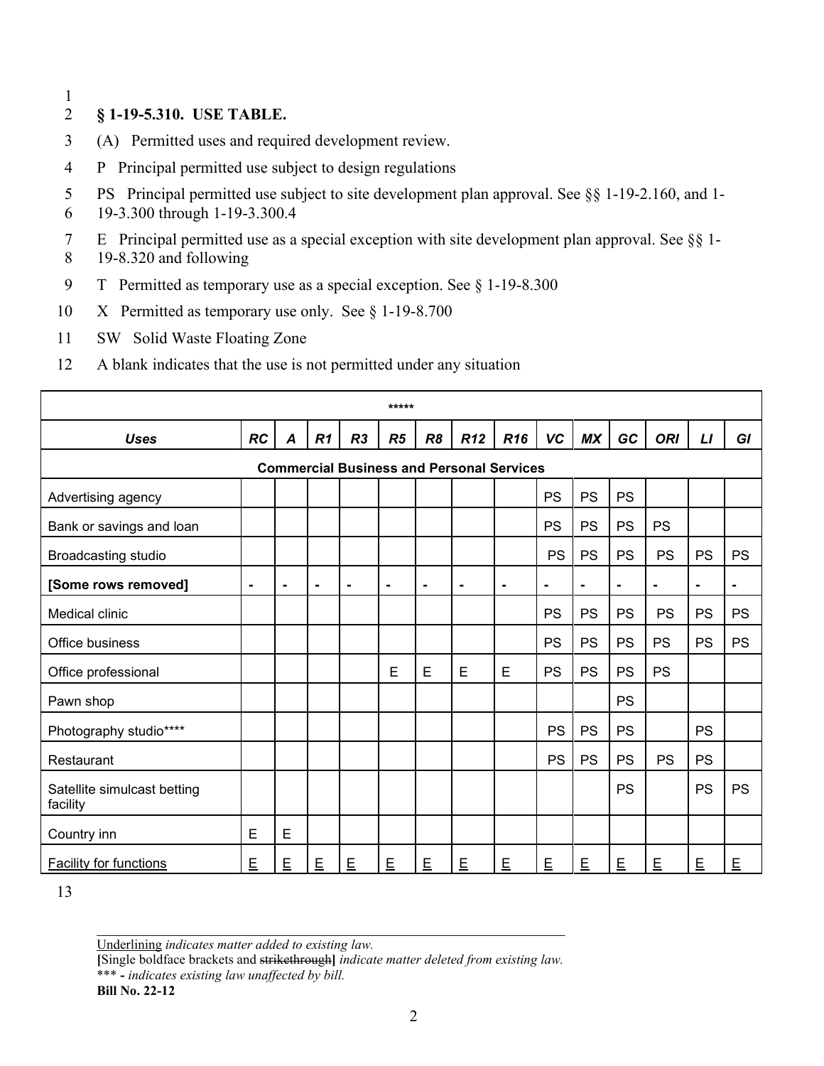## § 1-19-5.310. USE TABLE.

(A) Permitted uses and required development review.

P Principal permitted use subject to design regulations

PS Principal permitted use subject to site development plan approval. See §§ 1-19-2.160, and 1-19-3.300 through 1-19-3.300.4

E Principal permitted use as a special exception with site development plan approval. See §§ 1-19-8.320 and following

T Permitted as temporary use as a special exception. See § 1-19-8.300

X Permitted as temporary use only. See § 1-19-8.700

SW Solid Waste Floating Zone

A blank indicates that the use is not permitted under any situation

| ***** | | | | | | | | | | | | | | |
|---|---|---|---|---|---|---|---|---|---|---|---|---|---|---|
| ***Uses*** | ***RC*** | ***A*** | ***R1*** | ***R3*** | ***R5*** | ***R8*** | ***R12*** | ***R16*** | ***VC*** | ***MX*** | ***GC*** | ***ORI*** | ***LI*** | ***GI*** |
| **Commercial Business and Personal Services** | | | | | | | | | | | | | | |
| Advertising agency | | | | | | | | | PS | PS | PS | | | |
| Bank or savings and loan | | | | | | | | | PS | PS | PS | PS | | |
| Broadcasting studio | | | | | | | | | PS | PS | PS | PS | PS | PS |
| **[Some rows removed]** | **-** | **-** | **-** | **-** | **-** | **-** | **-** | **-** | **-** | **-** | **-** | **-** | **-** | **-** |
| Medical clinic | | | | | | | | | PS | PS | PS | PS | PS | PS |
| Office business | | | | | | | | | PS | PS | PS | PS | PS | PS |
| Office professional | | | | | E | E | E | E | PS | PS | PS | PS | | |
| Pawn shop | | | | | | | | | | | PS | | | |
| Photography studio**** | | | | | | | | | PS | PS | PS | | PS | |
| Restaurant | | | | | | | | | PS | PS | PS | PS | PS | |
| Satellite simulcast betting facility | | | | | | | | | | | PS | | PS | PS |
| Country inn | E | E | | | | | | | | | | | | |
| <u>Facility for functions</u> | <u>E</u> | <u>E</u> | <u>E</u> | <u>E</u> | <u>E</u> | <u>E</u> | <u>E</u> | <u>E</u> | <u>E</u> | <u>E</u> | <u>E</u> | <u>E</u> | <u>E</u> | <u>E</u> |

---

<u>Underlining</u> *indicates matter added to existing law.*
**[**Single boldface brackets and ~~strikethrough~~**]** *indicate matter deleted from existing law.*
*** **-** *indicates existing law unaffected by bill.*
**Bill No. 22-12**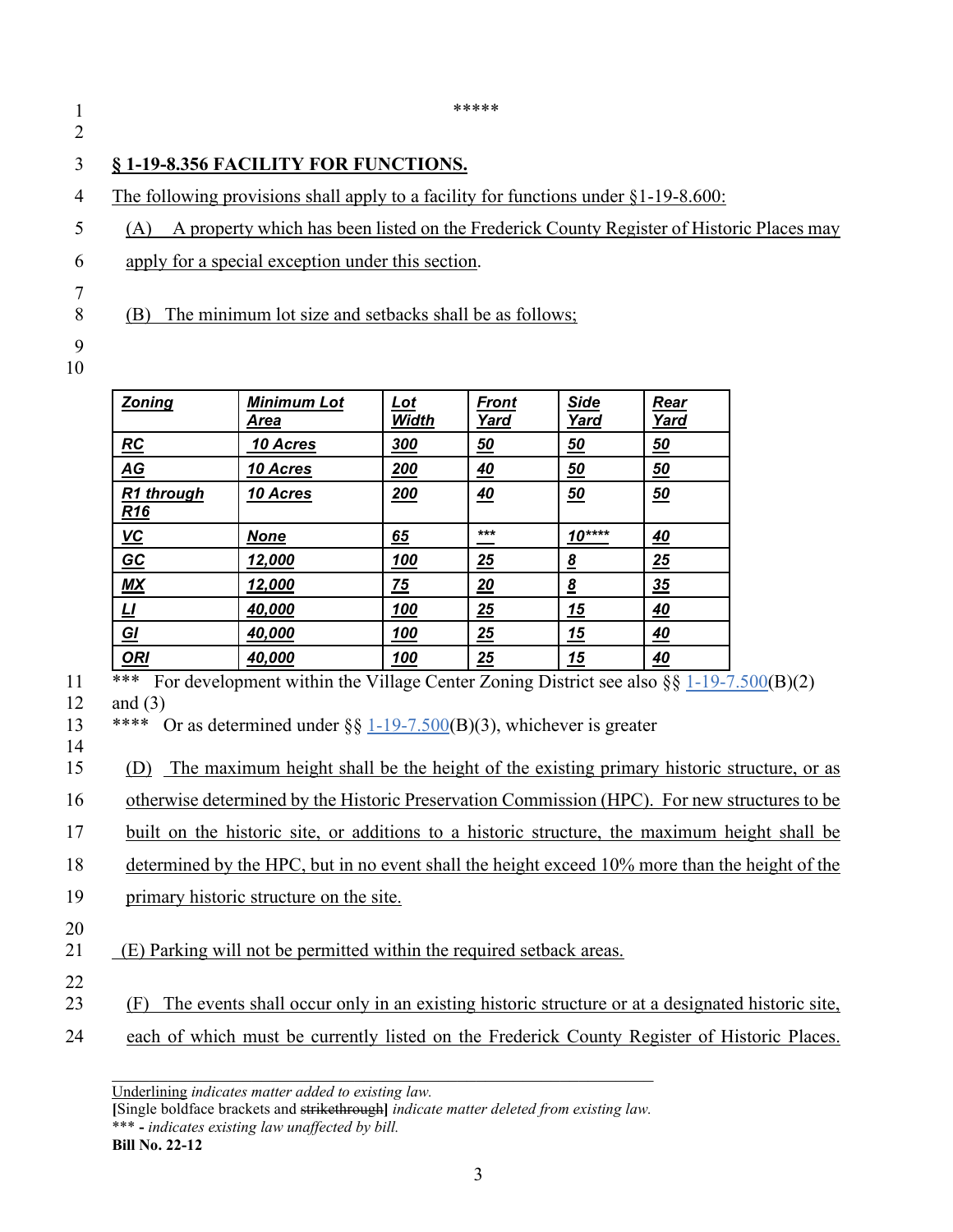*****

### § 1-19-8.356 FACILITY FOR FUNCTIONS.

The following provisions shall apply to a facility for functions under §1-19-8.600:

(A) A property which has been listed on the Frederick County Register of Historic Places may apply for a special exception under this section.

(B) The minimum lot size and setbacks shall be as follows;

| Zoning | Minimum Lot Area | Lot Width | Front Yard | Side Yard | Rear Yard |
|---|---|---|---|---|---|
| RC | 10 Acres | 300 | 50 | 50 | 50 |
| AG | 10 Acres | 200 | 40 | 50 | 50 |
| R1 through R16 | 10 Acres | 200 | 40 | 50 | 50 |
| VC | None | 65 | *** | 10**** | 40 |
| GC | 12,000 | 100 | 25 | 8 | 25 |
| MX | 12,000 | 75 | 20 | 8 | 35 |
| LI | 40,000 | 100 | 25 | 15 | 40 |
| GI | 40,000 | 100 | 25 | 15 | 40 |
| ORI | 40,000 | 100 | 25 | 15 | 40 |

*** For development within the Village Center Zoning District see also §§ 1-19-7.500(B)(2) and (3)

**** Or as determined under §§ 1-19-7.500(B)(3), whichever is greater

(D) The maximum height shall be the height of the existing primary historic structure, or as otherwise determined by the Historic Preservation Commission (HPC). For new structures to be built on the historic site, or additions to a historic structure, the maximum height shall be determined by the HPC, but in no event shall the height exceed 10% more than the height of the primary historic structure on the site.

(E) Parking will not be permitted within the required setback areas.

(F) The events shall occur only in an existing historic structure or at a designated historic site, each of which must be currently listed on the Frederick County Register of Historic Places.

Underlining *indicates matter added to existing law.*
**[**Single boldface brackets and ~~strikethrough~~**]** *indicate matter deleted from existing law.*
*** - *indicates existing law unaffected by bill.*
**Bill No. 22-12**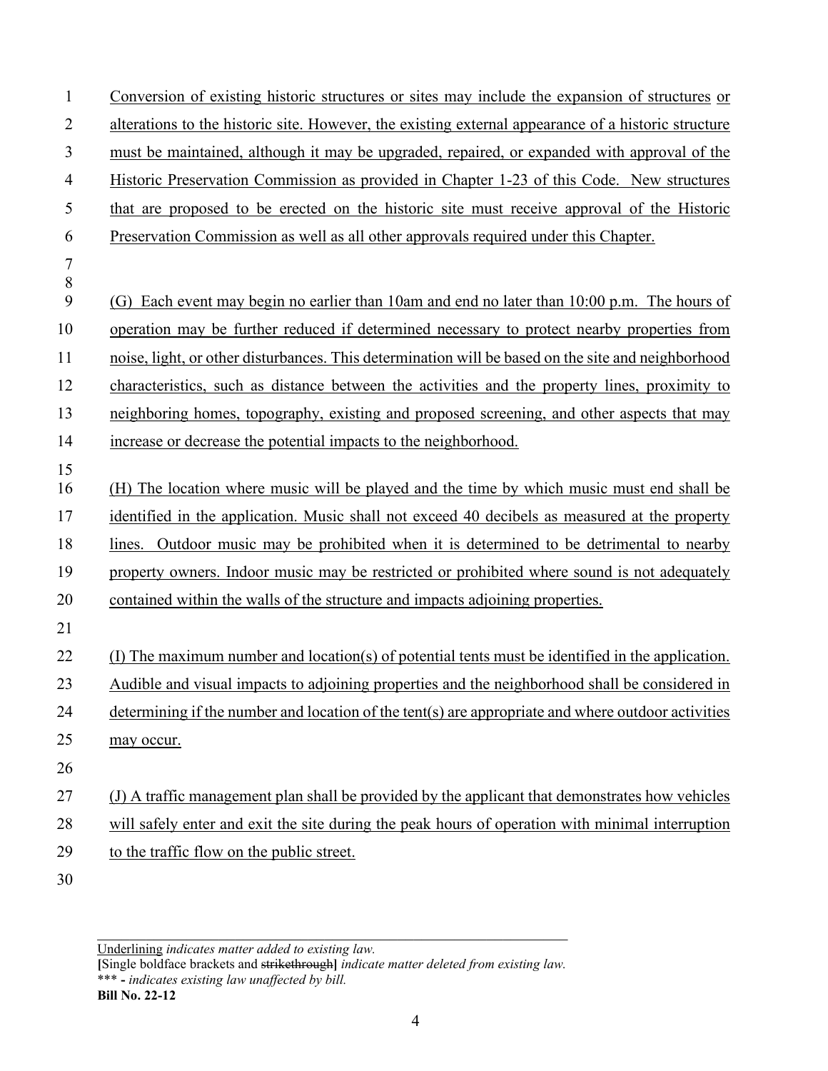Conversion of existing historic structures or sites may include the expansion of structures or alterations to the historic site. However, the existing external appearance of a historic structure must be maintained, although it may be upgraded, repaired, or expanded with approval of the Historic Preservation Commission as provided in Chapter 1-23 of this Code. New structures that are proposed to be erected on the historic site must receive approval of the Historic Preservation Commission as well as all other approvals required under this Chapter.

(G) Each event may begin no earlier than 10am and end no later than 10:00 p.m. The hours of operation may be further reduced if determined necessary to protect nearby properties from noise, light, or other disturbances. This determination will be based on the site and neighborhood characteristics, such as distance between the activities and the property lines, proximity to neighboring homes, topography, existing and proposed screening, and other aspects that may increase or decrease the potential impacts to the neighborhood.

(H) The location where music will be played and the time by which music must end shall be identified in the application. Music shall not exceed 40 decibels as measured at the property lines. Outdoor music may be prohibited when it is determined to be detrimental to nearby property owners. Indoor music may be restricted or prohibited where sound is not adequately contained within the walls of the structure and impacts adjoining properties.

(I) The maximum number and location(s) of potential tents must be identified in the application. Audible and visual impacts to adjoining properties and the neighborhood shall be considered in determining if the number and location of the tent(s) are appropriate and where outdoor activities may occur.

(J) A traffic management plan shall be provided by the applicant that demonstrates how vehicles will safely enter and exit the site during the peak hours of operation with minimal interruption to the traffic flow on the public street.

---

Underlining *indicates matter added to existing law.*
**[**Single boldface brackets and ~~strikethrough~~**]** *indicate matter deleted from existing law.*
\*\*\* **-** *indicates existing law unaffected by bill.*
**Bill No. 22-12**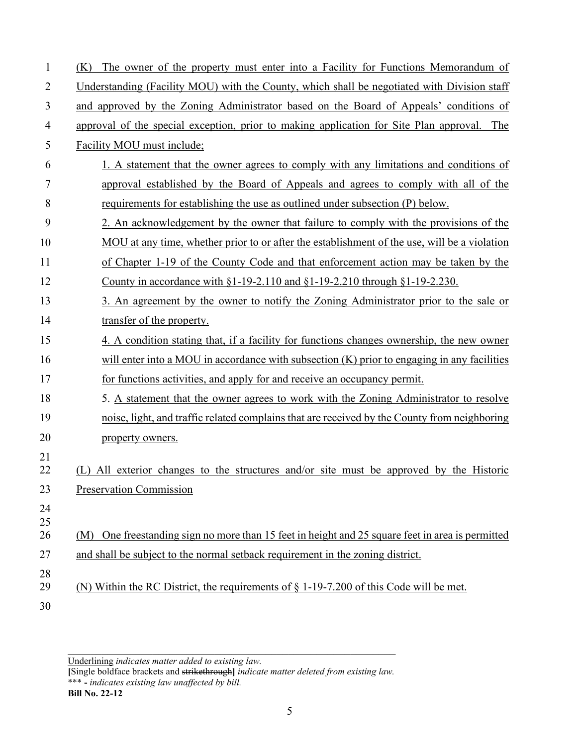(K) The owner of the property must enter into a Facility for Functions Memorandum of Understanding (Facility MOU) with the County, which shall be negotiated with Division staff and approved by the Zoning Administrator based on the Board of Appeals' conditions of approval of the special exception, prior to making application for Site Plan approval. The Facility MOU must include;

1. A statement that the owner agrees to comply with any limitations and conditions of approval established by the Board of Appeals and agrees to comply with all of the requirements for establishing the use as outlined under subsection (P) below.
2. An acknowledgement by the owner that failure to comply with the provisions of the MOU at any time, whether prior to or after the establishment of the use, will be a violation of Chapter 1-19 of the County Code and that enforcement action may be taken by the County in accordance with §1-19-2.110 and §1-19-2.210 through §1-19-2.230.
3. An agreement by the owner to notify the Zoning Administrator prior to the sale or transfer of the property.
4. A condition stating that, if a facility for functions changes ownership, the new owner will enter into a MOU in accordance with subsection (K) prior to engaging in any facilities for functions activities, and apply for and receive an occupancy permit.
5. A statement that the owner agrees to work with the Zoning Administrator to resolve noise, light, and traffic related complains that are received by the County from neighboring property owners.

(L) All exterior changes to the structures and/or site must be approved by the Historic Preservation Commission

(M) One freestanding sign no more than 15 feet in height and 25 square feet in area is permitted and shall be subject to the normal setback requirement in the zoning district.

(N) Within the RC District, the requirements of § 1-19-7.200 of this Code will be met.

---

Underlining *indicates matter added to existing law.*
**[**Single boldface brackets and ~~strikethrough~~**]** *indicate matter deleted from existing law.*
\*\*\* **-** *indicates existing law unaffected by bill.*
**Bill No. 22-12**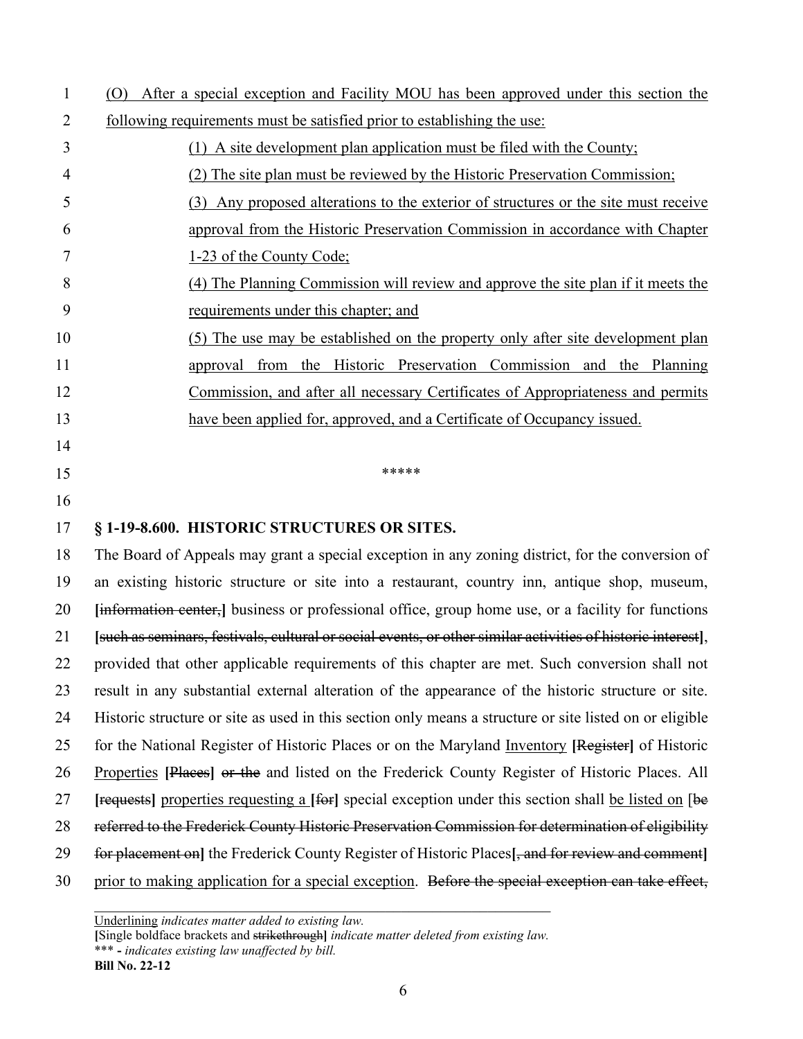(O) After a special exception and Facility MOU has been approved under this section the following requirements must be satisfied prior to establishing the use:

(1) A site development plan application must be filed with the County;

(2) The site plan must be reviewed by the Historic Preservation Commission;

(3) Any proposed alterations to the exterior of structures or the site must receive approval from the Historic Preservation Commission in accordance with Chapter 1-23 of the County Code;

(4) The Planning Commission will review and approve the site plan if it meets the requirements under this chapter; and

(5) The use may be established on the property only after site development plan approval from the Historic Preservation Commission and the Planning Commission, and after all necessary Certificates of Appropriateness and permits have been applied for, approved, and a Certificate of Occupancy issued.

*****

**§ 1-19-8.600. HISTORIC STRUCTURES OR SITES.**

The Board of Appeals may grant a special exception in any zoning district, for the conversion of an existing historic structure or site into a restaurant, country inn, antique shop, museum, **[**~~information center,~~**]** business or professional office, group home use, or a facility for functions **[**~~such as seminars, festivals, cultural or social events, or other similar activities of historic interest~~**]**, provided that other applicable requirements of this chapter are met. Such conversion shall not result in any substantial external alteration of the appearance of the historic structure or site. Historic structure or site as used in this section only means a structure or site listed on or eligible for the National Register of Historic Places or on the Maryland Inventory **[**~~Register~~**]** of Historic Properties **[**~~Places~~**]** ~~or the~~ and listed on the Frederick County Register of Historic Places. All **[**~~requests~~**]** properties requesting a **[**~~for~~**]** special exception under this section shall be listed on [~~be referred to the Frederick County Historic Preservation Commission for determination of eligibility for placement on~~**]** the Frederick County Register of Historic Places**[**~~, and for review and comment~~**]** prior to making application for a special exception. ~~Before the special exception can take effect,~~

---

Underlining *indicates matter added to existing law.*
**[**Single boldface brackets and ~~strikethrough~~**]** *indicate matter deleted from existing law.*
\*\*\* - *indicates existing law unaffected by bill.*
**Bill No. 22-12**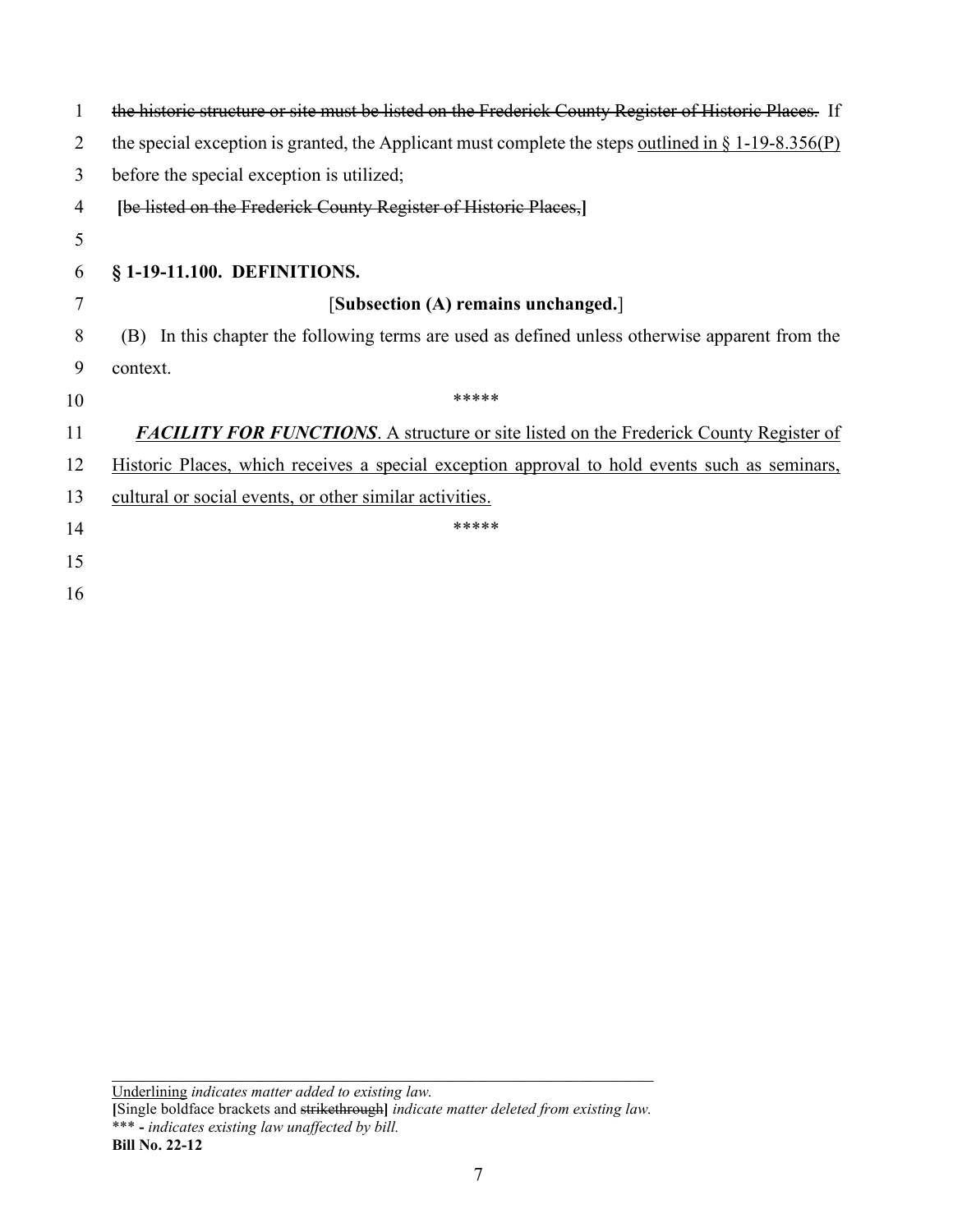~~the historic structure or site must be listed on the Frederick County Register of Historic Places.~~ If the special exception is granted, the Applicant must complete the steps <u>outlined in § 1-19-8.356(P)</u> before the special exception is utilized;

**[**~~be listed on the Frederick County Register of Historic Places,~~**]**

**§ 1-19-11.100. DEFINITIONS.**

[**Subsection (A) remains unchanged.**]

(B) In this chapter the following terms are used as defined unless otherwise apparent from the context.

*****

<u>***FACILITY FOR FUNCTIONS***. A structure or site listed on the Frederick County Register of Historic Places, which receives a special exception approval to hold events such as seminars, cultural or social events, or other similar activities.</u>

*****

<u>Underlining</u> *indicates matter added to existing law.*
**[**Single boldface brackets and ~~strikethrough~~**]** *indicate matter deleted from existing law.*
*** **-** *indicates existing law unaffected by bill.*
**Bill No. 22-12**